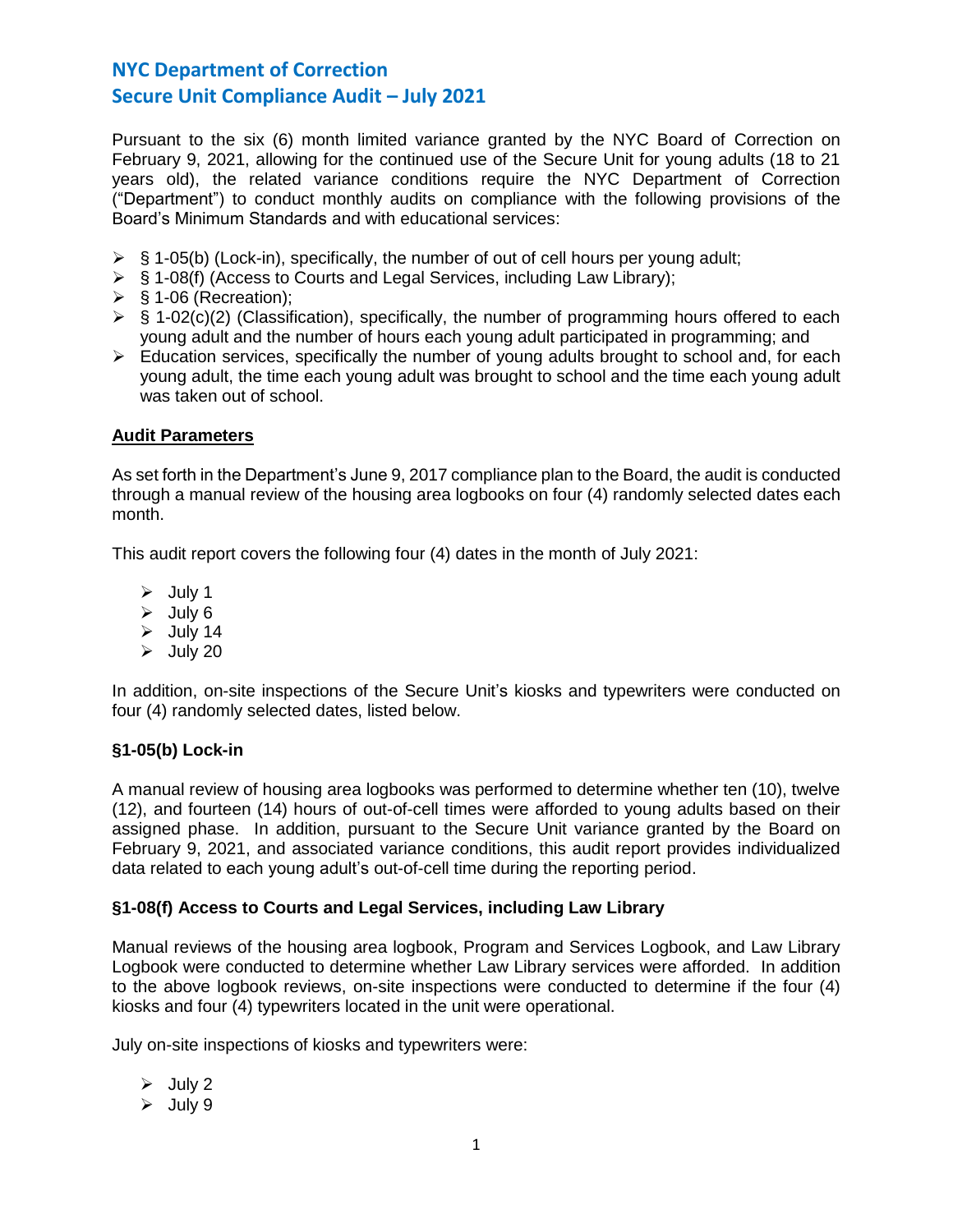# NYC Department of Correction
# Secure Unit Compliance Audit – July 2021

Pursuant to the six (6) month limited variance granted by the NYC Board of Correction on February 9, 2021, allowing for the continued use of the Secure Unit for young adults (18 to 21 years old), the related variance conditions require the NYC Department of Correction ("Department") to conduct monthly audits on compliance with the following provisions of the Board's Minimum Standards and with educational services:

- § 1-05(b) (Lock-in), specifically, the number of out of cell hours per young adult;
- § 1-08(f) (Access to Courts and Legal Services, including Law Library);
- § 1-06 (Recreation);
- § 1-02(c)(2) (Classification), specifically, the number of programming hours offered to each young adult and the number of hours each young adult participated in programming; and
- Education services, specifically the number of young adults brought to school and, for each young adult, the time each young adult was brought to school and the time each young adult was taken out of school.

## Audit Parameters

As set forth in the Department's June 9, 2017 compliance plan to the Board, the audit is conducted through a manual review of the housing area logbooks on four (4) randomly selected dates each month.

This audit report covers the following four (4) dates in the month of July 2021:

- July 1
- July 6
- July 14
- July 20

In addition, on-site inspections of the Secure Unit's kiosks and typewriters were conducted on four (4) randomly selected dates, listed below.

### §1-05(b) Lock-in

A manual review of housing area logbooks was performed to determine whether ten (10), twelve (12), and fourteen (14) hours of out-of-cell times were afforded to young adults based on their assigned phase. In addition, pursuant to the Secure Unit variance granted by the Board on February 9, 2021, and associated variance conditions, this audit report provides individualized data related to each young adult's out-of-cell time during the reporting period.

### §1-08(f) Access to Courts and Legal Services, including Law Library

Manual reviews of the housing area logbook, Program and Services Logbook, and Law Library Logbook were conducted to determine whether Law Library services were afforded. In addition to the above logbook reviews, on-site inspections were conducted to determine if the four (4) kiosks and four (4) typewriters located in the unit were operational.

July on-site inspections of kiosks and typewriters were:

- July 2
- July 9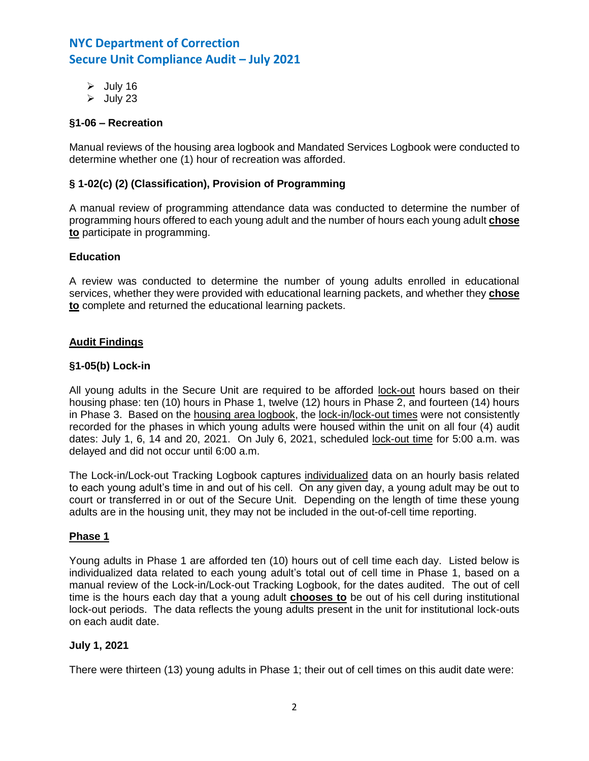- July 16
- July 23

**§1-06 – Recreation**

Manual reviews of the housing area logbook and Mandated Services Logbook were conducted to determine whether one (1) hour of recreation was afforded.

**§ 1-02(c) (2) (Classification), Provision of Programming**

A manual review of programming attendance data was conducted to determine the number of programming hours offered to each young adult and the number of hours each young adult **<u>chose to</u>** participate in programming.

**Education**

A review was conducted to determine the number of young adults enrolled in educational services, whether they were provided with educational learning packets, and whether they **<u>chose to</u>** complete and returned the educational learning packets.

**<u>Audit Findings</u>**

**§1-05(b) Lock-in**

All young adults in the Secure Unit are required to be afforded <u>lock-out</u> hours based on their housing phase: ten (10) hours in Phase 1, twelve (12) hours in Phase 2, and fourteen (14) hours in Phase 3. Based on the <u>housing area logbook</u>, the <u>lock-in</u>/<u>lock-out times</u> were not consistently recorded for the phases in which young adults were housed within the unit on all four (4) audit dates: July 1, 6, 14 and 20, 2021. On July 6, 2021, scheduled <u>lock-out time</u> for 5:00 a.m. was delayed and did not occur until 6:00 a.m.

The Lock-in/Lock-out Tracking Logbook captures <u>individualized</u> data on an hourly basis related to each young adult's time in and out of his cell. On any given day, a young adult may be out to court or transferred in or out of the Secure Unit. Depending on the length of time these young adults are in the housing unit, they may not be included in the out-of-cell time reporting.

**<u>Phase 1</u>**

Young adults in Phase 1 are afforded ten (10) hours out of cell time each day. Listed below is individualized data related to each young adult's total out of cell time in Phase 1, based on a manual review of the Lock-in/Lock-out Tracking Logbook, for the dates audited. The out of cell time is the hours each day that a young adult **<u>chooses to</u>** be out of his cell during institutional lock-out periods. The data reflects the young adults present in the unit for institutional lock-outs on each audit date.

**July 1, 2021**

There were thirteen (13) young adults in Phase 1; their out of cell times on this audit date were: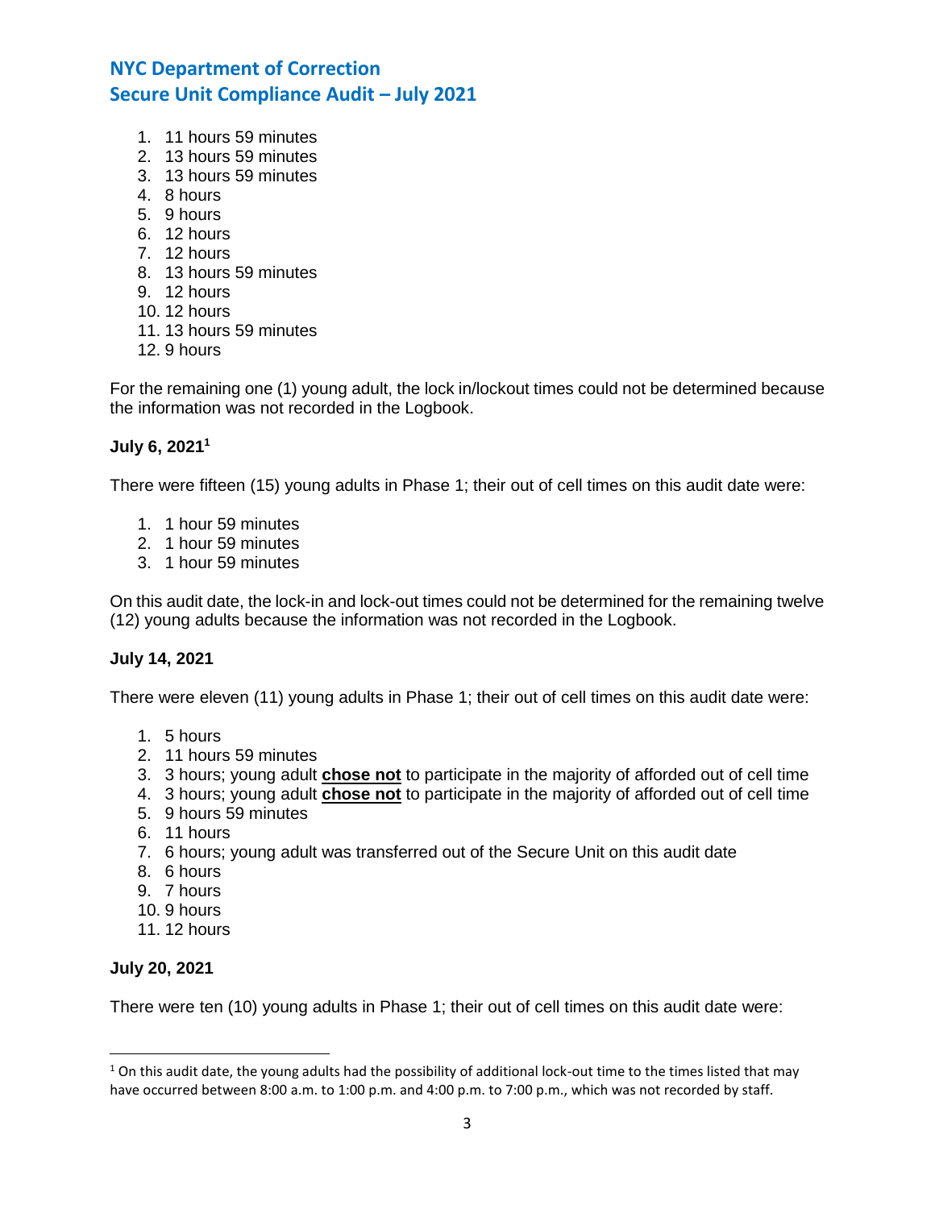1. 11 hours 59 minutes
2. 13 hours 59 minutes
3. 13 hours 59 minutes
4. 8 hours
5. 9 hours
6. 12 hours
7. 12 hours
8. 13 hours 59 minutes
9. 12 hours
10. 12 hours
11. 13 hours 59 minutes
12. 9 hours

For the remaining one (1) young adult, the lock in/lockout times could not be determined because the information was not recorded in the Logbook.

**July 6, 2021[1]**

There were fifteen (15) young adults in Phase 1; their out of cell times on this audit date were:

1. 1 hour 59 minutes
2. 1 hour 59 minutes
3. 1 hour 59 minutes

On this audit date, the lock-in and lock-out times could not be determined for the remaining twelve (12) young adults because the information was not recorded in the Logbook.

**July 14, 2021**

There were eleven (11) young adults in Phase 1; their out of cell times on this audit date were:

1. 5 hours
2. 11 hours 59 minutes
3. 3 hours; young adult **chose not** to participate in the majority of afforded out of cell time
4. 3 hours; young adult **chose not** to participate in the majority of afforded out of cell time
5. 9 hours 59 minutes
6. 11 hours
7. 6 hours; young adult was transferred out of the Secure Unit on this audit date
8. 6 hours
9. 7 hours
10. 9 hours
11. 12 hours

**July 20, 2021**

There were ten (10) young adults in Phase 1; their out of cell times on this audit date were:

[1] On this audit date, the young adults had the possibility of additional lock-out time to the times listed that may have occurred between 8:00 a.m. to 1:00 p.m. and 4:00 p.m. to 7:00 p.m., which was not recorded by staff.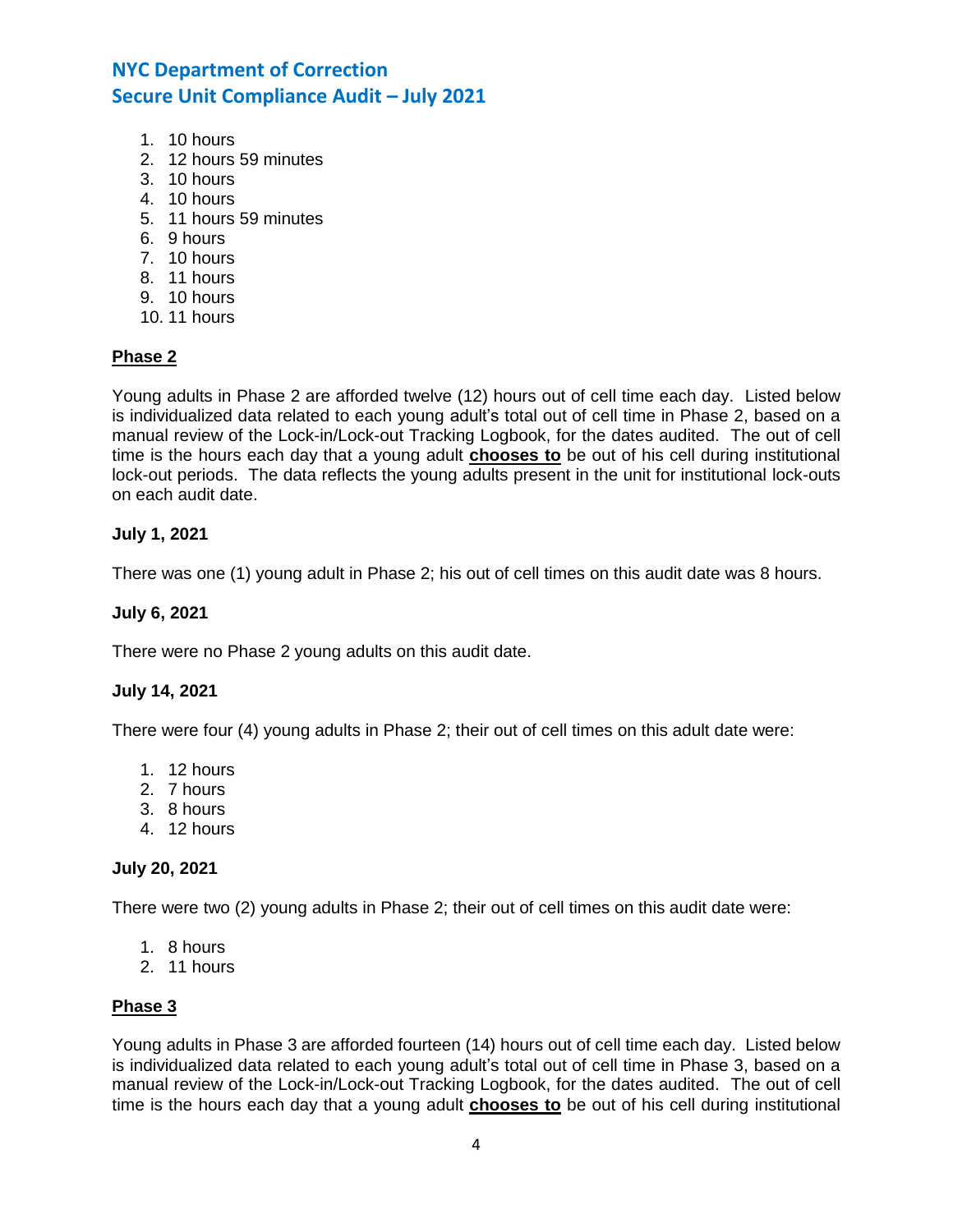1. 10 hours
2. 12 hours 59 minutes
3. 10 hours
4. 10 hours
5. 11 hours 59 minutes
6. 9 hours
7. 10 hours
8. 11 hours
9. 10 hours
10. 11 hours

**Phase 2**

Young adults in Phase 2 are afforded twelve (12) hours out of cell time each day. Listed below is individualized data related to each young adult's total out of cell time in Phase 2, based on a manual review of the Lock-in/Lock-out Tracking Logbook, for the dates audited. The out of cell time is the hours each day that a young adult **chooses to** be out of his cell during institutional lock-out periods. The data reflects the young adults present in the unit for institutional lock-outs on each audit date.

**July 1, 2021**

There was one (1) young adult in Phase 2; his out of cell times on this audit date was 8 hours.

**July 6, 2021**

There were no Phase 2 young adults on this audit date.

**July 14, 2021**

There were four (4) young adults in Phase 2; their out of cell times on this adult date were:

1. 12 hours
2. 7 hours
3. 8 hours
4. 12 hours

**July 20, 2021**

There were two (2) young adults in Phase 2; their out of cell times on this audit date were:

1. 8 hours
2. 11 hours

**Phase 3**

Young adults in Phase 3 are afforded fourteen (14) hours out of cell time each day. Listed below is individualized data related to each young adult's total out of cell time in Phase 3, based on a manual review of the Lock-in/Lock-out Tracking Logbook, for the dates audited. The out of cell time is the hours each day that a young adult **chooses to** be out of his cell during institutional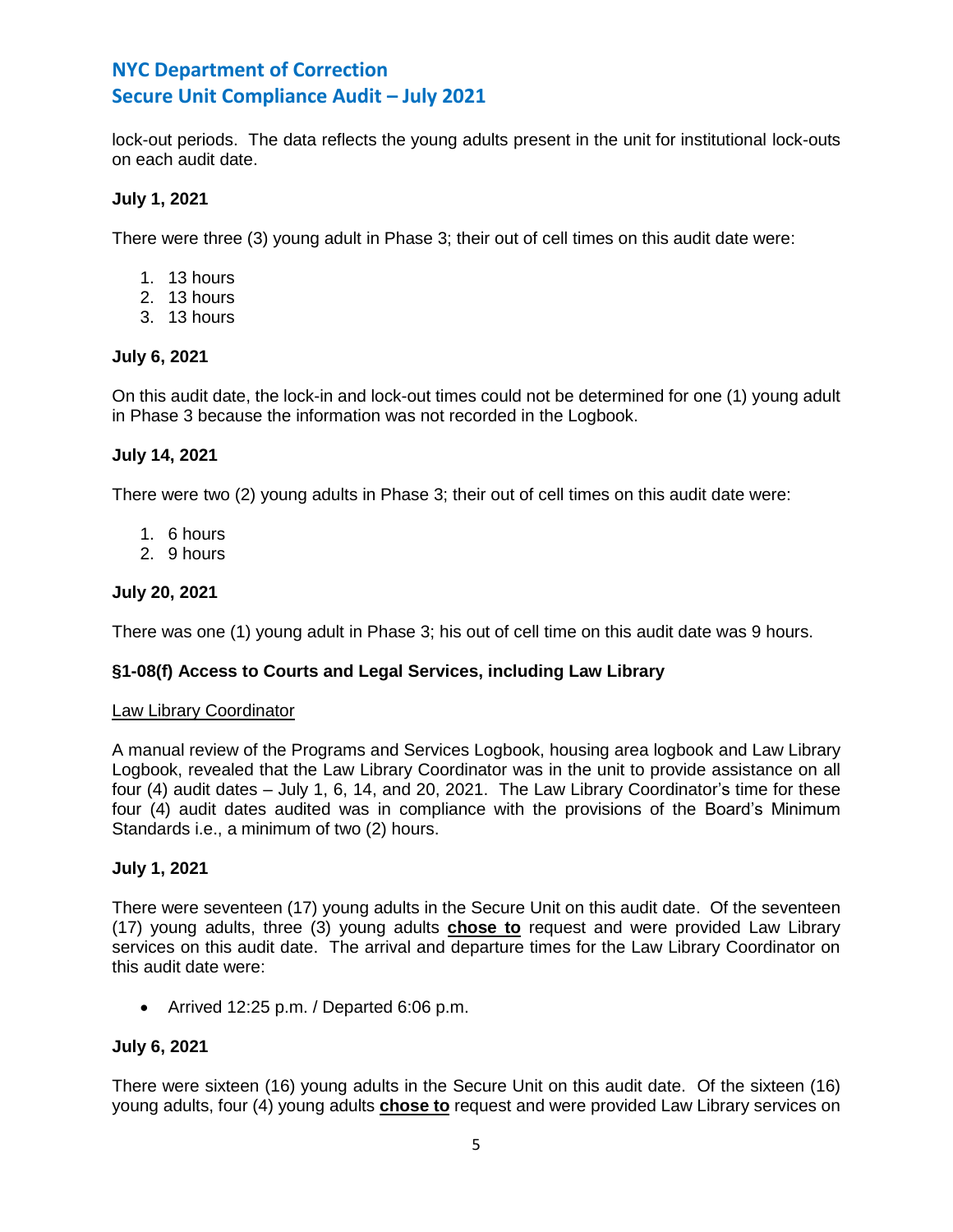lock-out periods. The data reflects the young adults present in the unit for institutional lock-outs on each audit date.

**July 1, 2021**

There were three (3) young adult in Phase 3; their out of cell times on this audit date were:

1. 13 hours
2. 13 hours
3. 13 hours

**July 6, 2021**

On this audit date, the lock-in and lock-out times could not be determined for one (1) young adult in Phase 3 because the information was not recorded in the Logbook.

**July 14, 2021**

There were two (2) young adults in Phase 3; their out of cell times on this audit date were:

1. 6 hours
2. 9 hours

**July 20, 2021**

There was one (1) young adult in Phase 3; his out of cell time on this audit date was 9 hours.

**§1-08(f) Access to Courts and Legal Services, including Law Library**

<u>Law Library Coordinator</u>

A manual review of the Programs and Services Logbook, housing area logbook and Law Library Logbook, revealed that the Law Library Coordinator was in the unit to provide assistance on all four (4) audit dates – July 1, 6, 14, and 20, 2021. The Law Library Coordinator's time for these four (4) audit dates audited was in compliance with the provisions of the Board's Minimum Standards i.e., a minimum of two (2) hours.

**July 1, 2021**

There were seventeen (17) young adults in the Secure Unit on this audit date. Of the seventeen (17) young adults, three (3) young adults **<u>chose to</u>** request and were provided Law Library services on this audit date. The arrival and departure times for the Law Library Coordinator on this audit date were:

- Arrived 12:25 p.m. / Departed 6:06 p.m.

**July 6, 2021**

There were sixteen (16) young adults in the Secure Unit on this audit date. Of the sixteen (16) young adults, four (4) young adults **<u>chose to</u>** request and were provided Law Library services on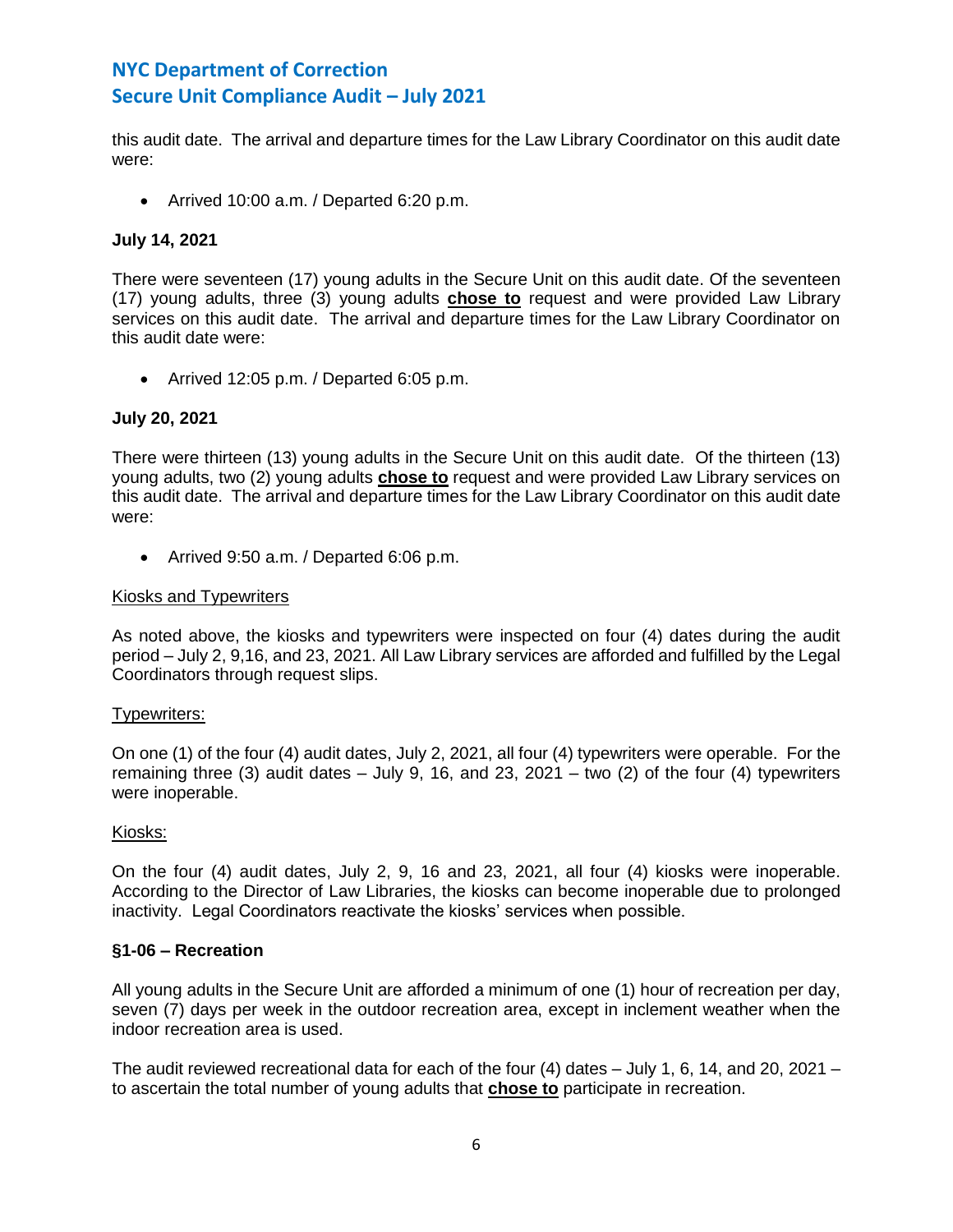this audit date. The arrival and departure times for the Law Library Coordinator on this audit date were:

- Arrived 10:00 a.m. / Departed 6:20 p.m.

**July 14, 2021**

There were seventeen (17) young adults in the Secure Unit on this audit date. Of the seventeen (17) young adults, three (3) young adults **chose to** request and were provided Law Library services on this audit date. The arrival and departure times for the Law Library Coordinator on this audit date were:

- Arrived 12:05 p.m. / Departed 6:05 p.m.

**July 20, 2021**

There were thirteen (13) young adults in the Secure Unit on this audit date. Of the thirteen (13) young adults, two (2) young adults **chose to** request and were provided Law Library services on this audit date. The arrival and departure times for the Law Library Coordinator on this audit date were:

- Arrived 9:50 a.m. / Departed 6:06 p.m.

Kiosks and Typewriters

As noted above, the kiosks and typewriters were inspected on four (4) dates during the audit period – July 2, 9,16, and 23, 2021. All Law Library services are afforded and fulfilled by the Legal Coordinators through request slips.

Typewriters:

On one (1) of the four (4) audit dates, July 2, 2021, all four (4) typewriters were operable. For the remaining three (3) audit dates – July 9, 16, and 23, 2021 – two (2) of the four (4) typewriters were inoperable.

Kiosks:

On the four (4) audit dates, July 2, 9, 16 and 23, 2021, all four (4) kiosks were inoperable. According to the Director of Law Libraries, the kiosks can become inoperable due to prolonged inactivity. Legal Coordinators reactivate the kiosks' services when possible.

**§1-06 – Recreation**

All young adults in the Secure Unit are afforded a minimum of one (1) hour of recreation per day, seven (7) days per week in the outdoor recreation area, except in inclement weather when the indoor recreation area is used.

The audit reviewed recreational data for each of the four (4) dates – July 1, 6, 14, and 20, 2021 – to ascertain the total number of young adults that **chose to** participate in recreation.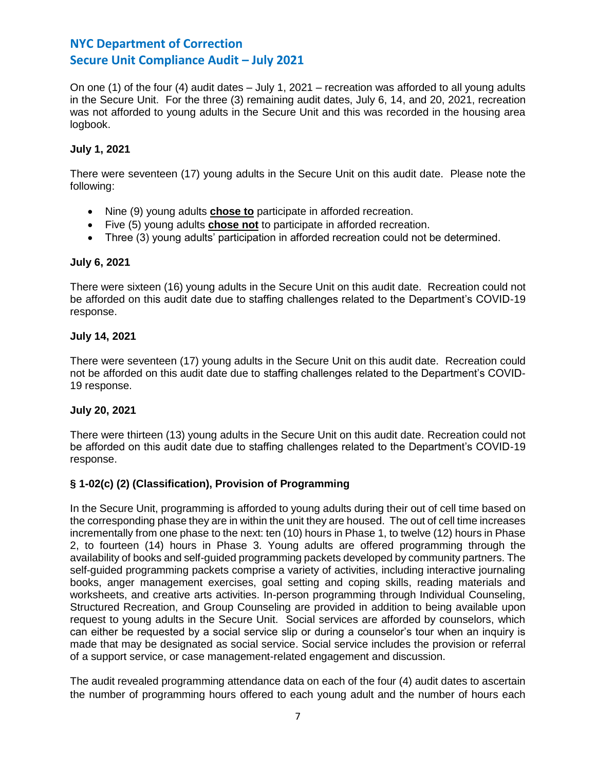On one (1) of the four (4) audit dates – July 1, 2021 – recreation was afforded to all young adults in the Secure Unit. For the three (3) remaining audit dates, July 6, 14, and 20, 2021, recreation was not afforded to young adults in the Secure Unit and this was recorded in the housing area logbook.

**July 1, 2021**

There were seventeen (17) young adults in the Secure Unit on this audit date. Please note the following:

- Nine (9) young adults **chose to** participate in afforded recreation.
- Five (5) young adults **chose not** to participate in afforded recreation.
- Three (3) young adults' participation in afforded recreation could not be determined.

**July 6, 2021**

There were sixteen (16) young adults in the Secure Unit on this audit date. Recreation could not be afforded on this audit date due to staffing challenges related to the Department's COVID-19 response.

**July 14, 2021**

There were seventeen (17) young adults in the Secure Unit on this audit date. Recreation could not be afforded on this audit date due to staffing challenges related to the Department's COVID-19 response.

**July 20, 2021**

There were thirteen (13) young adults in the Secure Unit on this audit date. Recreation could not be afforded on this audit date due to staffing challenges related to the Department's COVID-19 response.

**§ 1-02(c) (2) (Classification), Provision of Programming**

In the Secure Unit, programming is afforded to young adults during their out of cell time based on the corresponding phase they are in within the unit they are housed. The out of cell time increases incrementally from one phase to the next: ten (10) hours in Phase 1, to twelve (12) hours in Phase 2, to fourteen (14) hours in Phase 3. Young adults are offered programming through the availability of books and self-guided programming packets developed by community partners. The self-guided programming packets comprise a variety of activities, including interactive journaling books, anger management exercises, goal setting and coping skills, reading materials and worksheets, and creative arts activities. In-person programming through Individual Counseling, Structured Recreation, and Group Counseling are provided in addition to being available upon request to young adults in the Secure Unit. Social services are afforded by counselors, which can either be requested by a social service slip or during a counselor's tour when an inquiry is made that may be designated as social service. Social service includes the provision or referral of a support service, or case management-related engagement and discussion.

The audit revealed programming attendance data on each of the four (4) audit dates to ascertain the number of programming hours offered to each young adult and the number of hours each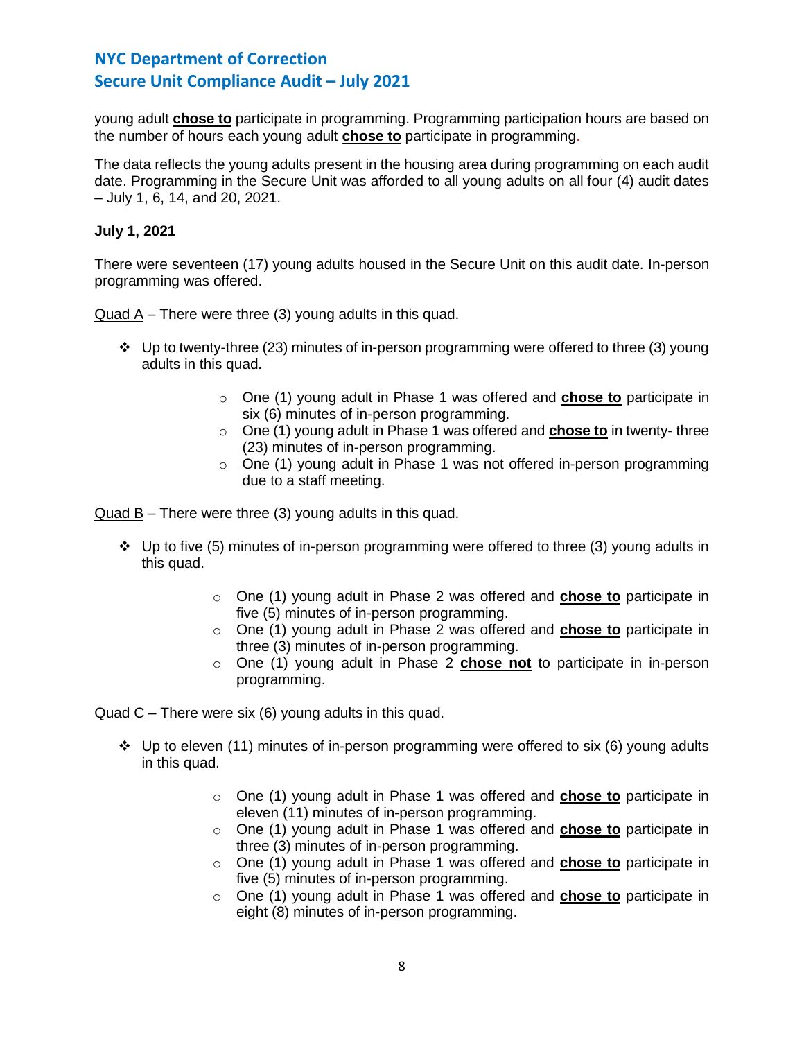young adult **chose to** participate in programming. Programming participation hours are based on the number of hours each young adult **chose to** participate in programming.

The data reflects the young adults present in the housing area during programming on each audit date. Programming in the Secure Unit was afforded to all young adults on all four (4) audit dates – July 1, 6, 14, and 20, 2021.

**July 1, 2021**

There were seventeen (17) young adults housed in the Secure Unit on this audit date. In-person programming was offered.

Quad A – There were three (3) young adults in this quad.

- Up to twenty-three (23) minutes of in-person programming were offered to three (3) young adults in this quad.
  - One (1) young adult in Phase 1 was offered and **chose to** participate in six (6) minutes of in-person programming.
  - One (1) young adult in Phase 1 was offered and **chose to** in twenty- three (23) minutes of in-person programming.
  - One (1) young adult in Phase 1 was not offered in-person programming due to a staff meeting.

Quad B – There were three (3) young adults in this quad.

- Up to five (5) minutes of in-person programming were offered to three (3) young adults in this quad.
  - One (1) young adult in Phase 2 was offered and **chose to** participate in five (5) minutes of in-person programming.
  - One (1) young adult in Phase 2 was offered and **chose to** participate in three (3) minutes of in-person programming.
  - One (1) young adult in Phase 2 **chose not** to participate in in-person programming.

Quad C – There were six (6) young adults in this quad.

- Up to eleven (11) minutes of in-person programming were offered to six (6) young adults in this quad.
  - One (1) young adult in Phase 1 was offered and **chose to** participate in eleven (11) minutes of in-person programming.
  - One (1) young adult in Phase 1 was offered and **chose to** participate in three (3) minutes of in-person programming.
  - One (1) young adult in Phase 1 was offered and **chose to** participate in five (5) minutes of in-person programming.
  - One (1) young adult in Phase 1 was offered and **chose to** participate in eight (8) minutes of in-person programming.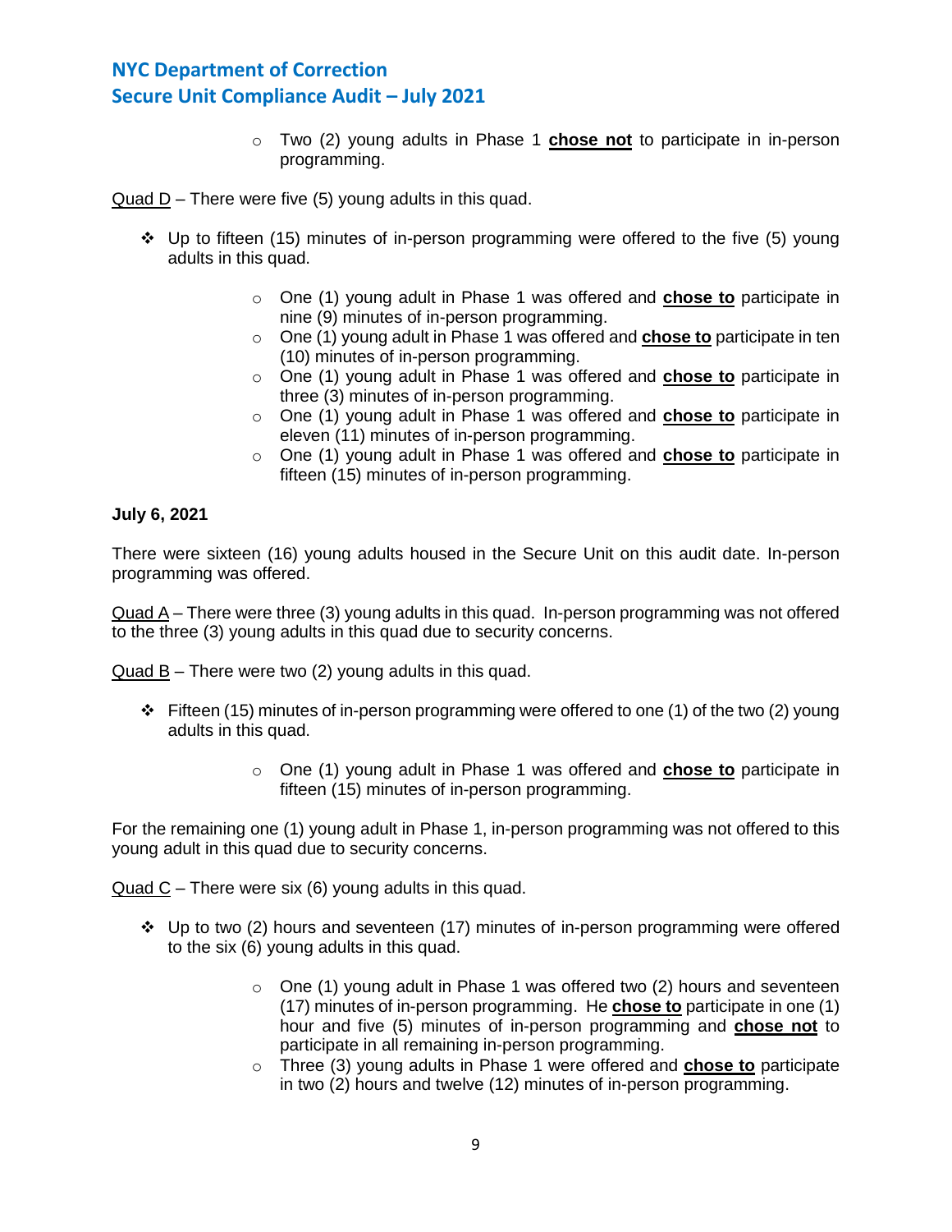- Two (2) young adults in Phase 1 **<u>chose not</u>** to participate in in-person programming.

<u>Quad D</u> – There were five (5) young adults in this quad.

- Up to fifteen (15) minutes of in-person programming were offered to the five (5) young adults in this quad.
  - One (1) young adult in Phase 1 was offered and **<u>chose to</u>** participate in nine (9) minutes of in-person programming.
  - One (1) young adult in Phase 1 was offered and **<u>chose to</u>** participate in ten (10) minutes of in-person programming.
  - One (1) young adult in Phase 1 was offered and **<u>chose to</u>** participate in three (3) minutes of in-person programming.
  - One (1) young adult in Phase 1 was offered and **<u>chose to</u>** participate in eleven (11) minutes of in-person programming.
  - One (1) young adult in Phase 1 was offered and **<u>chose to</u>** participate in fifteen (15) minutes of in-person programming.

**July 6, 2021**

There were sixteen (16) young adults housed in the Secure Unit on this audit date. In-person programming was offered.

<u>Quad A</u> – There were three (3) young adults in this quad. In-person programming was not offered to the three (3) young adults in this quad due to security concerns.

<u>Quad B</u> – There were two (2) young adults in this quad.

- Fifteen (15) minutes of in-person programming were offered to one (1) of the two (2) young adults in this quad.
  - One (1) young adult in Phase 1 was offered and **<u>chose to</u>** participate in fifteen (15) minutes of in-person programming.

For the remaining one (1) young adult in Phase 1, in-person programming was not offered to this young adult in this quad due to security concerns.

<u>Quad C</u> – There were six (6) young adults in this quad.

- Up to two (2) hours and seventeen (17) minutes of in-person programming were offered to the six (6) young adults in this quad.
  - One (1) young adult in Phase 1 was offered two (2) hours and seventeen (17) minutes of in-person programming. He **<u>chose to</u>** participate in one (1) hour and five (5) minutes of in-person programming and **<u>chose not</u>** to participate in all remaining in-person programming.
  - Three (3) young adults in Phase 1 were offered and **<u>chose to</u>** participate in two (2) hours and twelve (12) minutes of in-person programming.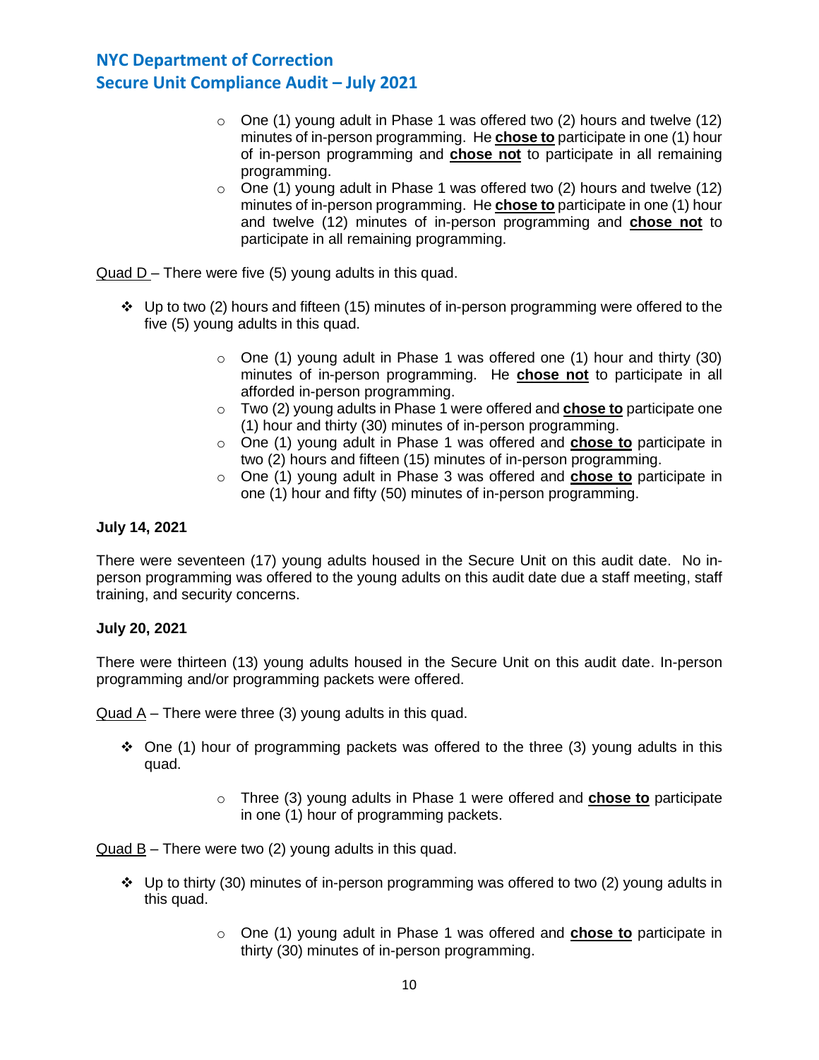- One (1) young adult in Phase 1 was offered two (2) hours and twelve (12) minutes of in-person programming. He **chose to** participate in one (1) hour of in-person programming and **chose not** to participate in all remaining programming.
- One (1) young adult in Phase 1 was offered two (2) hours and twelve (12) minutes of in-person programming. He **chose to** participate in one (1) hour and twelve (12) minutes of in-person programming and **chose not** to participate in all remaining programming.

Quad D – There were five (5) young adults in this quad.

- Up to two (2) hours and fifteen (15) minutes of in-person programming were offered to the five (5) young adults in this quad.
  - One (1) young adult in Phase 1 was offered one (1) hour and thirty (30) minutes of in-person programming. He **chose not** to participate in all afforded in-person programming.
  - Two (2) young adults in Phase 1 were offered and **chose to** participate one (1) hour and thirty (30) minutes of in-person programming.
  - One (1) young adult in Phase 1 was offered and **chose to** participate in two (2) hours and fifteen (15) minutes of in-person programming.
  - One (1) young adult in Phase 3 was offered and **chose to** participate in one (1) hour and fifty (50) minutes of in-person programming.

**July 14, 2021**

There were seventeen (17) young adults housed in the Secure Unit on this audit date. No in-person programming was offered to the young adults on this audit date due a staff meeting, staff training, and security concerns.

**July 20, 2021**

There were thirteen (13) young adults housed in the Secure Unit on this audit date. In-person programming and/or programming packets were offered.

Quad A – There were three (3) young adults in this quad.

- One (1) hour of programming packets was offered to the three (3) young adults in this quad.
  - Three (3) young adults in Phase 1 were offered and **chose to** participate in one (1) hour of programming packets.

Quad B – There were two (2) young adults in this quad.

- Up to thirty (30) minutes of in-person programming was offered to two (2) young adults in this quad.
  - One (1) young adult in Phase 1 was offered and **chose to** participate in thirty (30) minutes of in-person programming.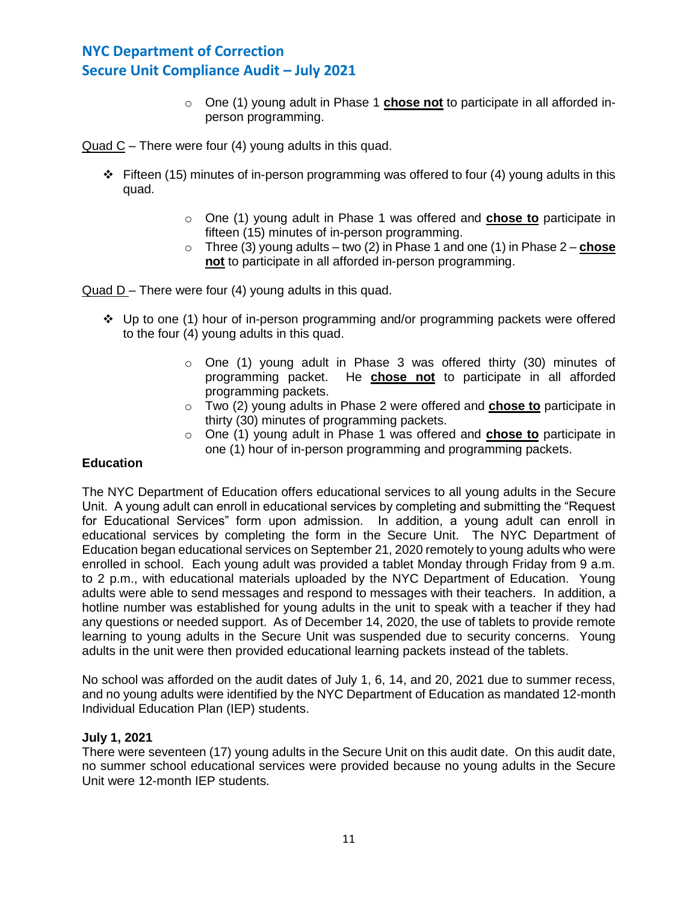- One (1) young adult in Phase 1 **<u>chose not</u>** to participate in all afforded in-person programming.

<u>Quad C</u> – There were four (4) young adults in this quad.

- Fifteen (15) minutes of in-person programming was offered to four (4) young adults in this quad.
   - One (1) young adult in Phase 1 was offered and **<u>chose to</u>** participate in fifteen (15) minutes of in-person programming.
   - Three (3) young adults – two (2) in Phase 1 and one (1) in Phase 2 – **<u>chose not</u>** to participate in all afforded in-person programming.

<u>Quad D</u> – There were four (4) young adults in this quad.

- Up to one (1) hour of in-person programming and/or programming packets were offered to the four (4) young adults in this quad.
   - One (1) young adult in Phase 3 was offered thirty (30) minutes of programming packet. He **<u>chose not</u>** to participate in all afforded programming packets.
   - Two (2) young adults in Phase 2 were offered and **<u>chose to</u>** participate in thirty (30) minutes of programming packets.
   - One (1) young adult in Phase 1 was offered and **<u>chose to</u>** participate in one (1) hour of in-person programming and programming packets.

**Education**

The NYC Department of Education offers educational services to all young adults in the Secure Unit. A young adult can enroll in educational services by completing and submitting the "Request for Educational Services" form upon admission. In addition, a young adult can enroll in educational services by completing the form in the Secure Unit. The NYC Department of Education began educational services on September 21, 2020 remotely to young adults who were enrolled in school. Each young adult was provided a tablet Monday through Friday from 9 a.m. to 2 p.m., with educational materials uploaded by the NYC Department of Education. Young adults were able to send messages and respond to messages with their teachers. In addition, a hotline number was established for young adults in the unit to speak with a teacher if they had any questions or needed support. As of December 14, 2020, the use of tablets to provide remote learning to young adults in the Secure Unit was suspended due to security concerns. Young adults in the unit were then provided educational learning packets instead of the tablets.

No school was afforded on the audit dates of July 1, 6, 14, and 20, 2021 due to summer recess, and no young adults were identified by the NYC Department of Education as mandated 12-month Individual Education Plan (IEP) students.

**July 1, 2021**
There were seventeen (17) young adults in the Secure Unit on this audit date. On this audit date, no summer school educational services were provided because no young adults in the Secure Unit were 12-month IEP students.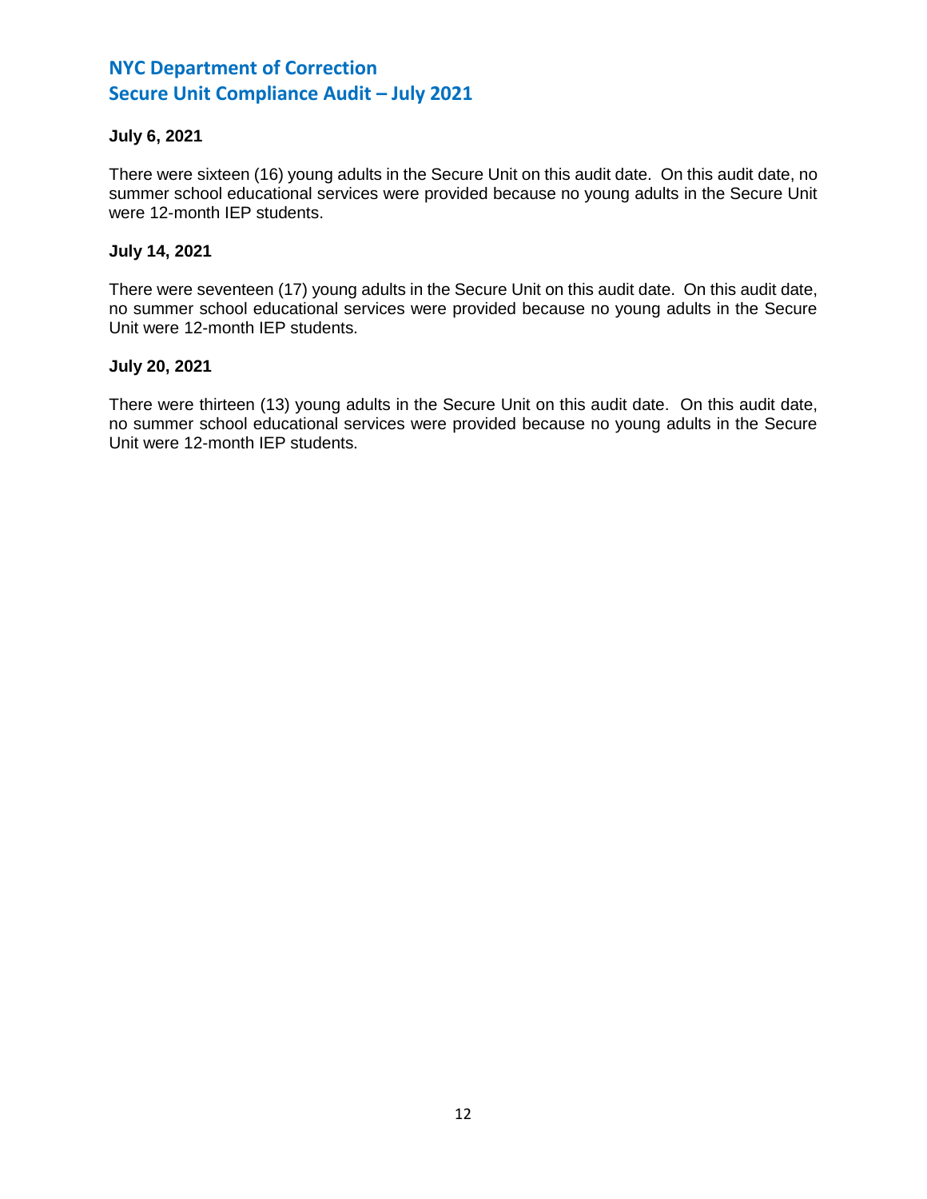**July 6, 2021**

There were sixteen (16) young adults in the Secure Unit on this audit date. On this audit date, no summer school educational services were provided because no young adults in the Secure Unit were 12-month IEP students.

**July 14, 2021**

There were seventeen (17) young adults in the Secure Unit on this audit date. On this audit date, no summer school educational services were provided because no young adults in the Secure Unit were 12-month IEP students.

**July 20, 2021**

There were thirteen (13) young adults in the Secure Unit on this audit date. On this audit date, no summer school educational services were provided because no young adults in the Secure Unit were 12-month IEP students.